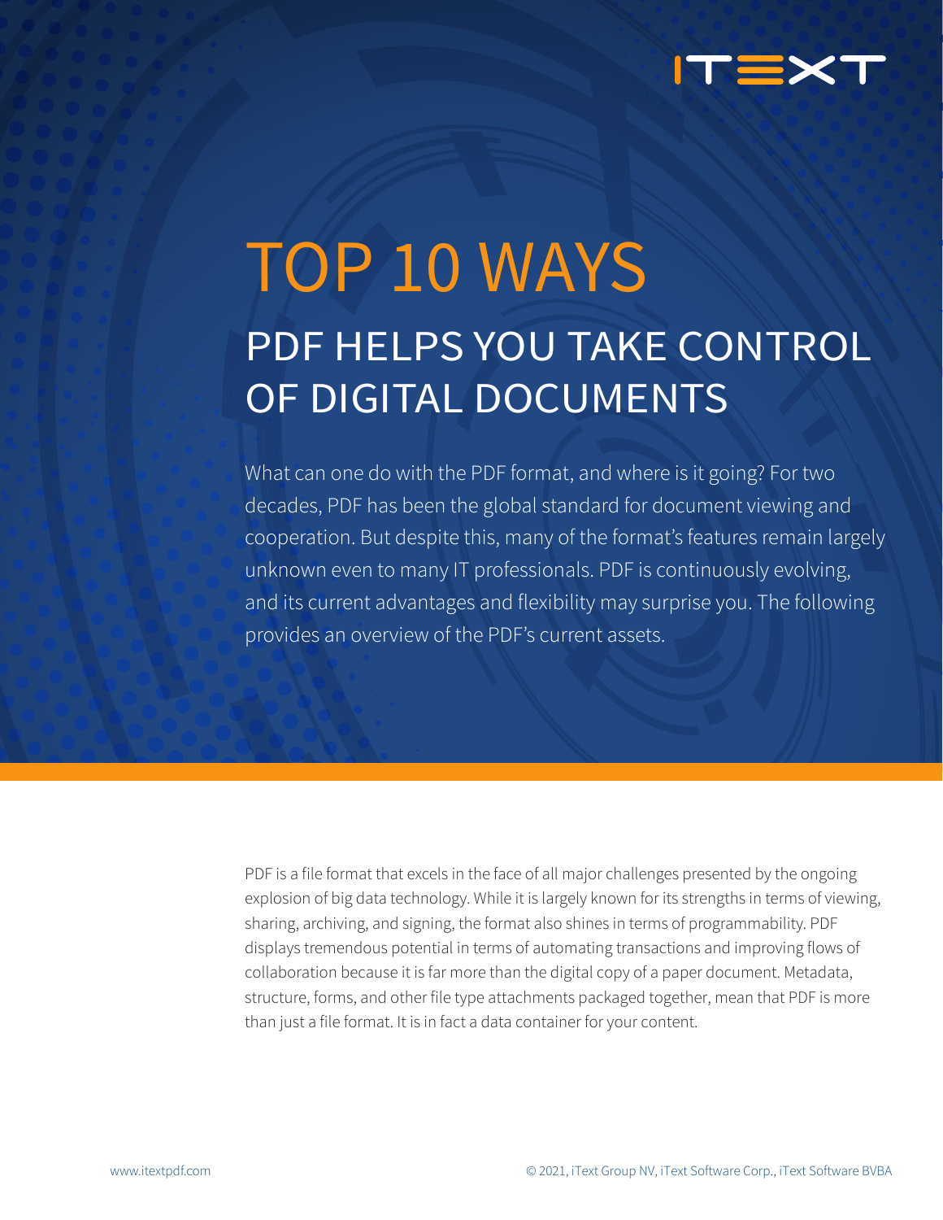ITEXT

# TOP 10 WAYS

## PDF HELPS YOU TAKE CONTROL OF DIGITAL DOCUMENTS

What can one do with the PDF format, and where is it going? For two decades, PDF has been the global standard for document viewing and cooperation. But despite this, many of the format's features remain largely unknown even to many IT professionals. PDF is continuously evolving, and its current advantages and flexibility may surprise you. The following provides an overview of the PDF's current assets.

PDF is a file format that excels in the face of all major challenges presented by the ongoing explosion of big data technology. While it is largely known for its strengths in terms of viewing, sharing, archiving, and signing, the format also shines in terms of programmability. PDF displays tremendous potential in terms of automating transactions and improving flows of collaboration because it is far more than the digital copy of a paper document. Metadata, structure, forms, and other file type attachments packaged together, mean that PDF is more than just a file format. It is in fact a data container for your content.

www.itextpdf.com

© 2021, iText Group NV, iText Software Corp., iText Software BVBA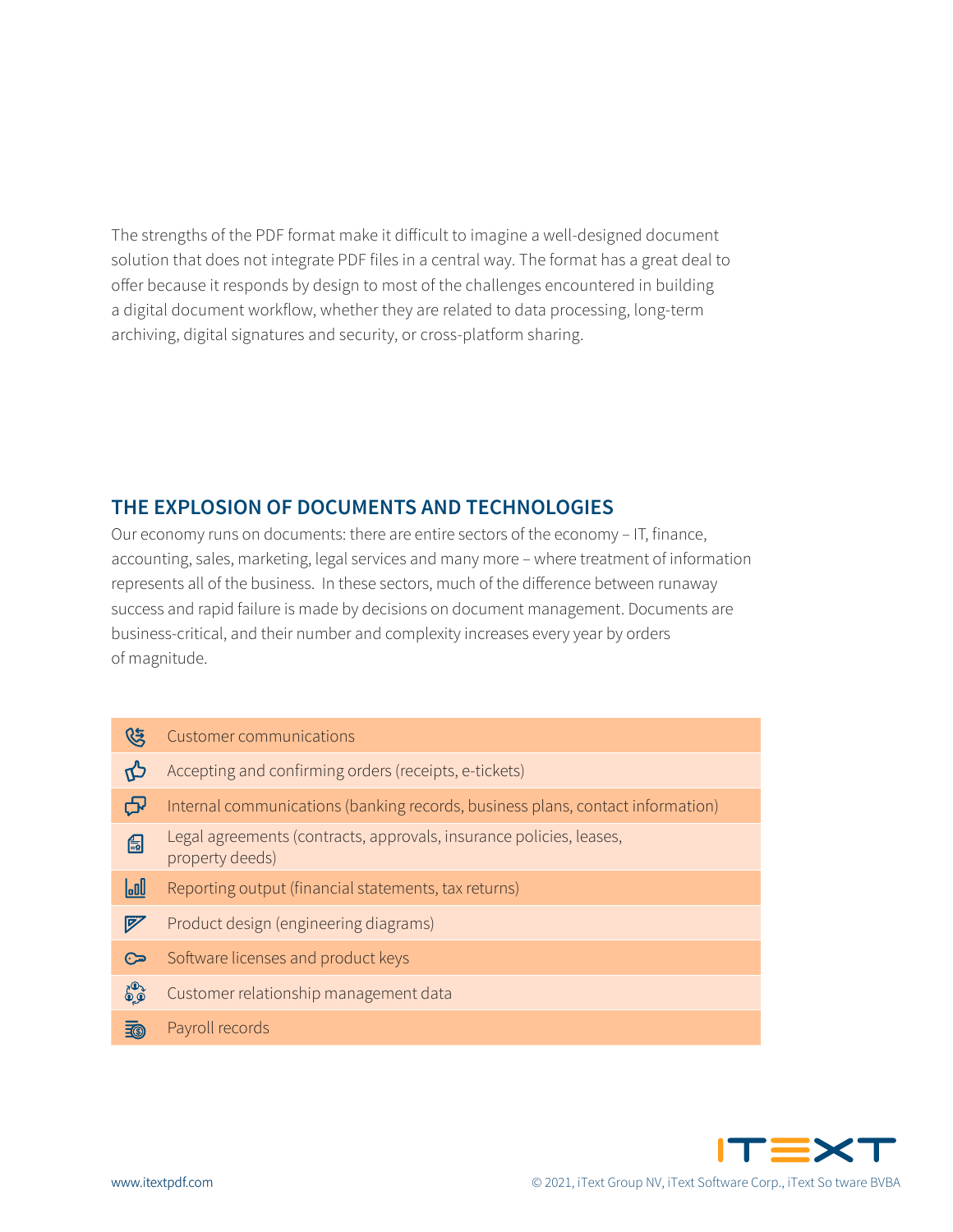The strengths of the PDF format make it difficult to imagine a well-designed document solution that does not integrate PDF files in a central way. The format has a great deal to offer because it responds by design to most of the challenges encountered in building a digital document workflow, whether they are related to data processing, long-term archiving, digital signatures and security, or cross-platform sharing.

## THE EXPLOSION OF DOCUMENTS AND TECHNOLOGIES

Our economy runs on documents: there are entire sectors of the economy – IT, finance, accounting, sales, marketing, legal services and many more – where treatment of information represents all of the business.  In these sectors, much of the difference between runaway success and rapid failure is made by decisions on document management. Documents are business-critical, and their number and complexity increases every year by orders of magnitude.

- Customer communications
- Accepting and confirming orders (receipts, e-tickets)
- Internal communications (banking records, business plans, contact information)
- Legal agreements (contracts, approvals, insurance policies, leases, property deeds)
- Reporting output (financial statements, tax returns)
- Product design (engineering diagrams)
- Software licenses and product keys
- Customer relationship management data
- Payroll records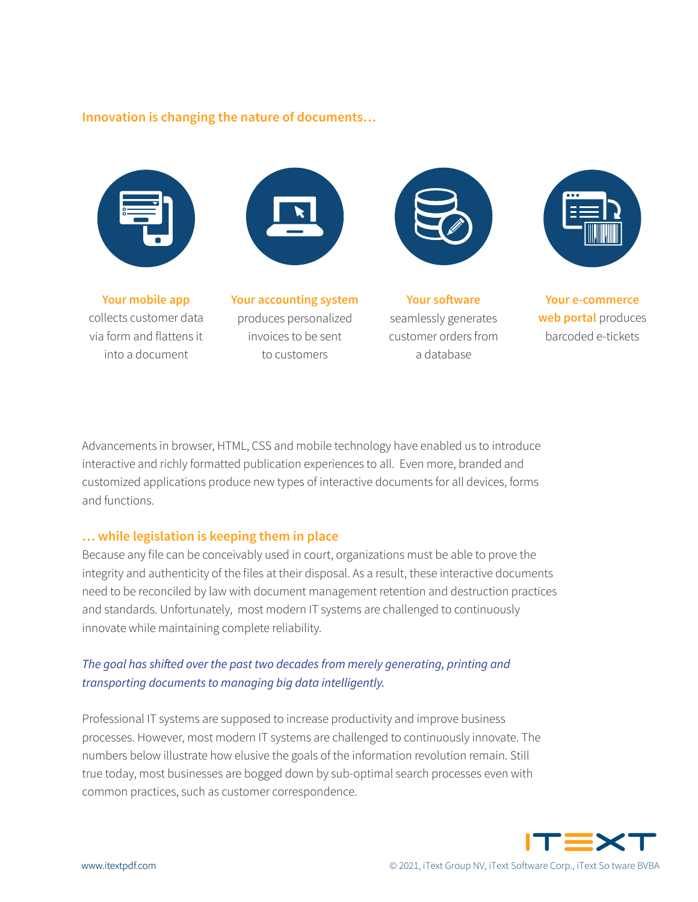## Innovation is changing the nature of documents…

**Your mobile app** collects customer data via form and flattens it into a document

**Your accounting system** produces personalized invoices to be sent to customers

**Your software** seamlessly generates customer orders from a database

**Your e-commerce web portal** produces barcoded e-tickets

Advancements in browser, HTML, CSS and mobile technology have enabled us to introduce interactive and richly formatted publication experiences to all. Even more, branded and customized applications produce new types of interactive documents for all devices, forms and functions.

## … while legislation is keeping them in place

Because any file can be conceivably used in court, organizations must be able to prove the integrity and authenticity of the files at their disposal. As a result, these interactive documents need to be reconciled by law with document management retention and destruction practices and standards. Unfortunately, most modern IT systems are challenged to continuously innovate while maintaining complete reliability.

*The goal has shifted over the past two decades from merely generating, printing and transporting documents to managing big data intelligently.*

Professional IT systems are supposed to increase productivity and improve business processes. However, most modern IT systems are challenged to continuously innovate. The numbers below illustrate how elusive the goals of the information revolution remain. Still true today, most businesses are bogged down by sub-optimal search processes even with common practices, such as customer correspondence.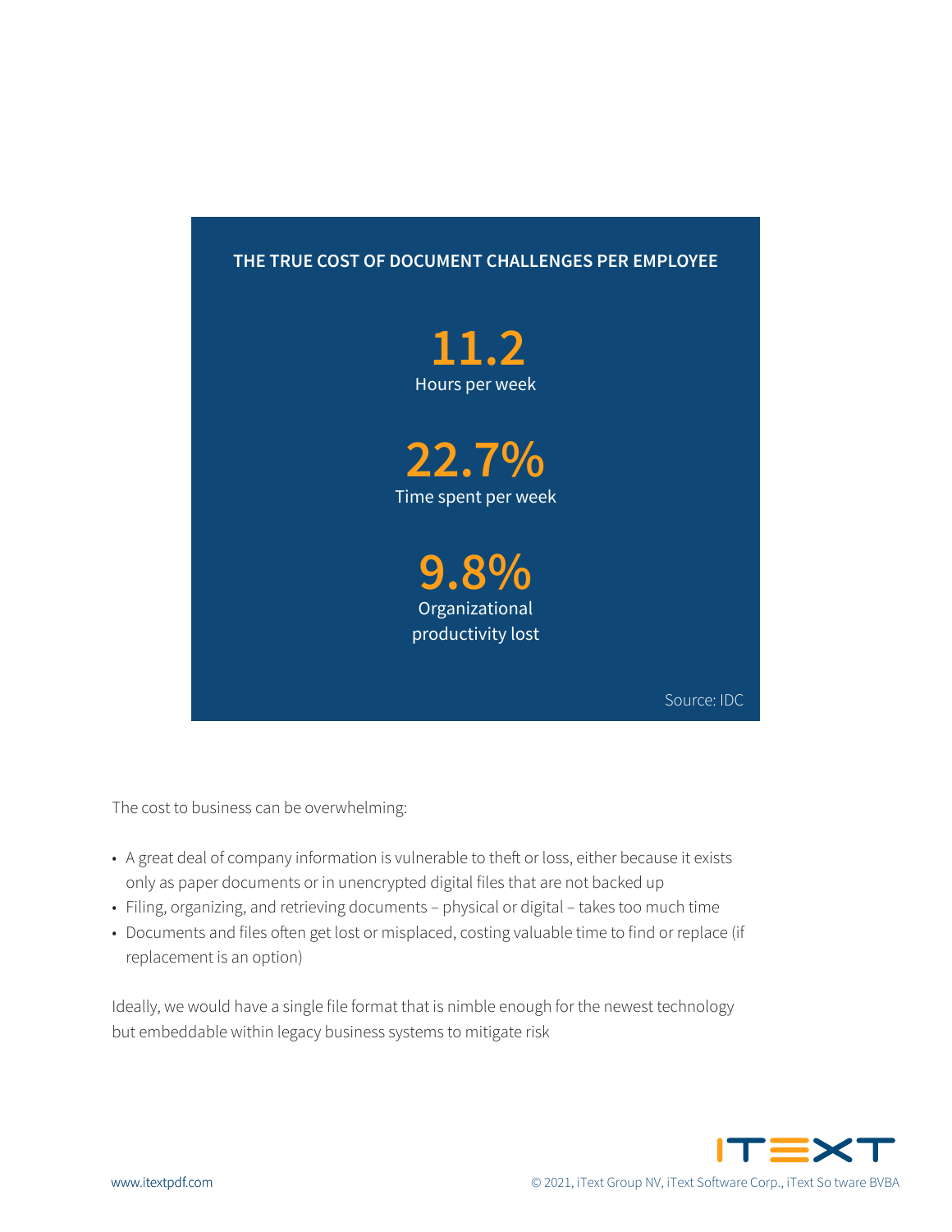**THE TRUE COST OF DOCUMENT CHALLENGES PER EMPLOYEE**

**11.2**
Hours per week

**22.7%**
Time spent per week

**9.8%**
Organizational productivity lost

Source: IDC

The cost to business can be overwhelming:

- A great deal of company information is vulnerable to theft or loss, either because it exists only as paper documents or in unencrypted digital files that are not backed up
- Filing, organizing, and retrieving documents – physical or digital – takes too much time
- Documents and files often get lost or misplaced, costing valuable time to find or replace (if replacement is an option)

Ideally, we would have a single file format that is nimble enough for the newest technology but embeddable within legacy business systems to mitigate risk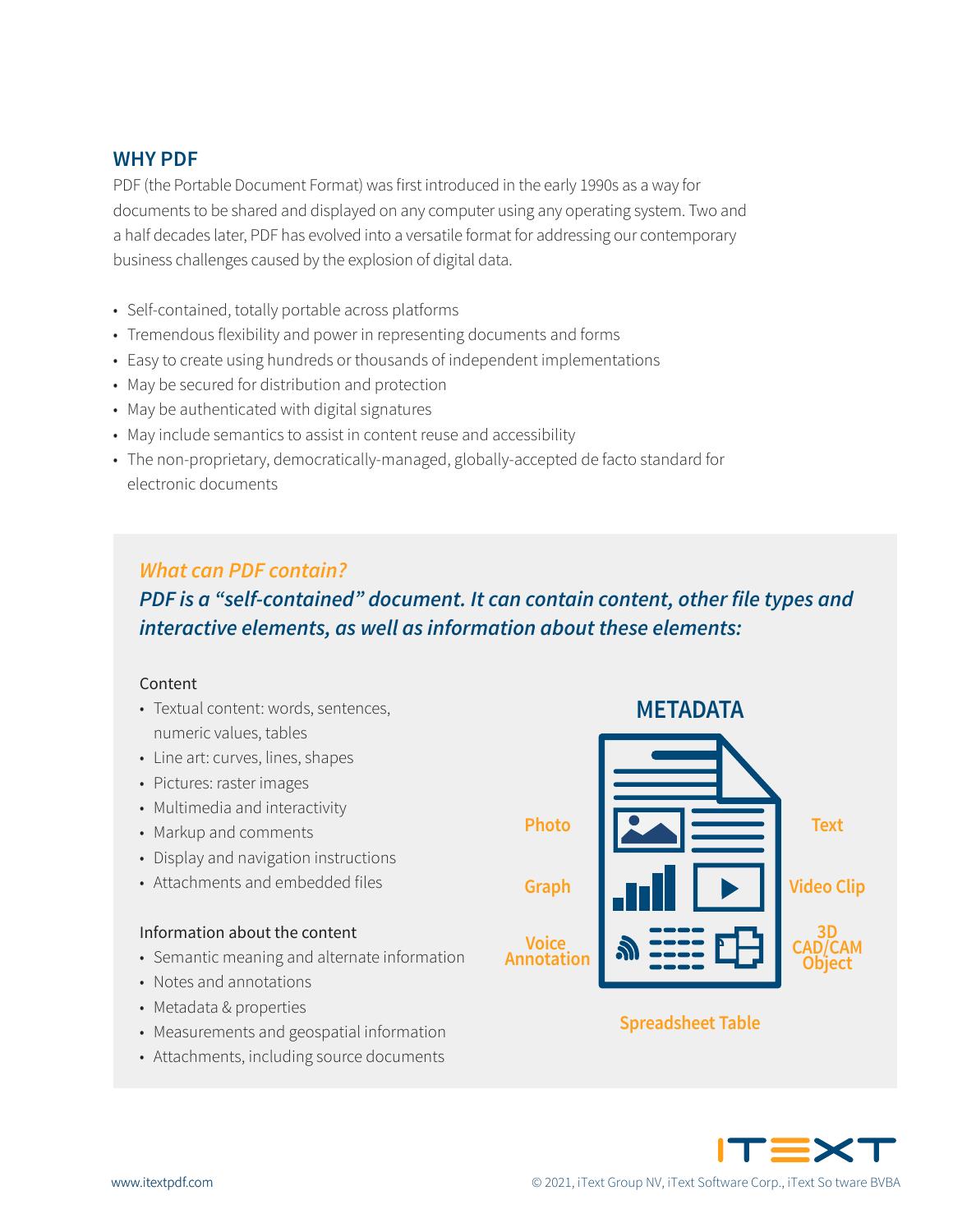## WHY PDF

PDF (the Portable Document Format) was first introduced in the early 1990s as a way for documents to be shared and displayed on any computer using any operating system. Two and a half decades later, PDF has evolved into a versatile format for addressing our contemporary business challenges caused by the explosion of digital data.

- Self-contained, totally portable across platforms
- Tremendous flexibility and power in representing documents and forms
- Easy to create using hundreds or thousands of independent implementations
- May be secured for distribution and protection
- May be authenticated with digital signatures
- May include semantics to assist in content reuse and accessibility
- The non-proprietary, democratically-managed, globally-accepted de facto standard for electronic documents

### *What can PDF contain?*

***PDF is a "self-contained" document. It can contain content, other file types and interactive elements, as well as information about these elements:***

Content

- Textual content: words, sentences, numeric values, tables
- Line art: curves, lines, shapes
- Pictures: raster images
- Multimedia and interactivity
- Markup and comments
- Display and navigation instructions
- Attachments and embedded files

Information about the content

- Semantic meaning and alternate information
- Notes and annotations
- Metadata & properties
- Measurements and geospatial information
- Attachments, including source documents

METADATA

Photo | Text | Graph | Video Clip | Voice Annotation | 3D CAD/CAM Object | Spreadsheet Table

www.itextpdf.com

© 2021, iText Group NV, iText Software Corp., iText So tware BVBA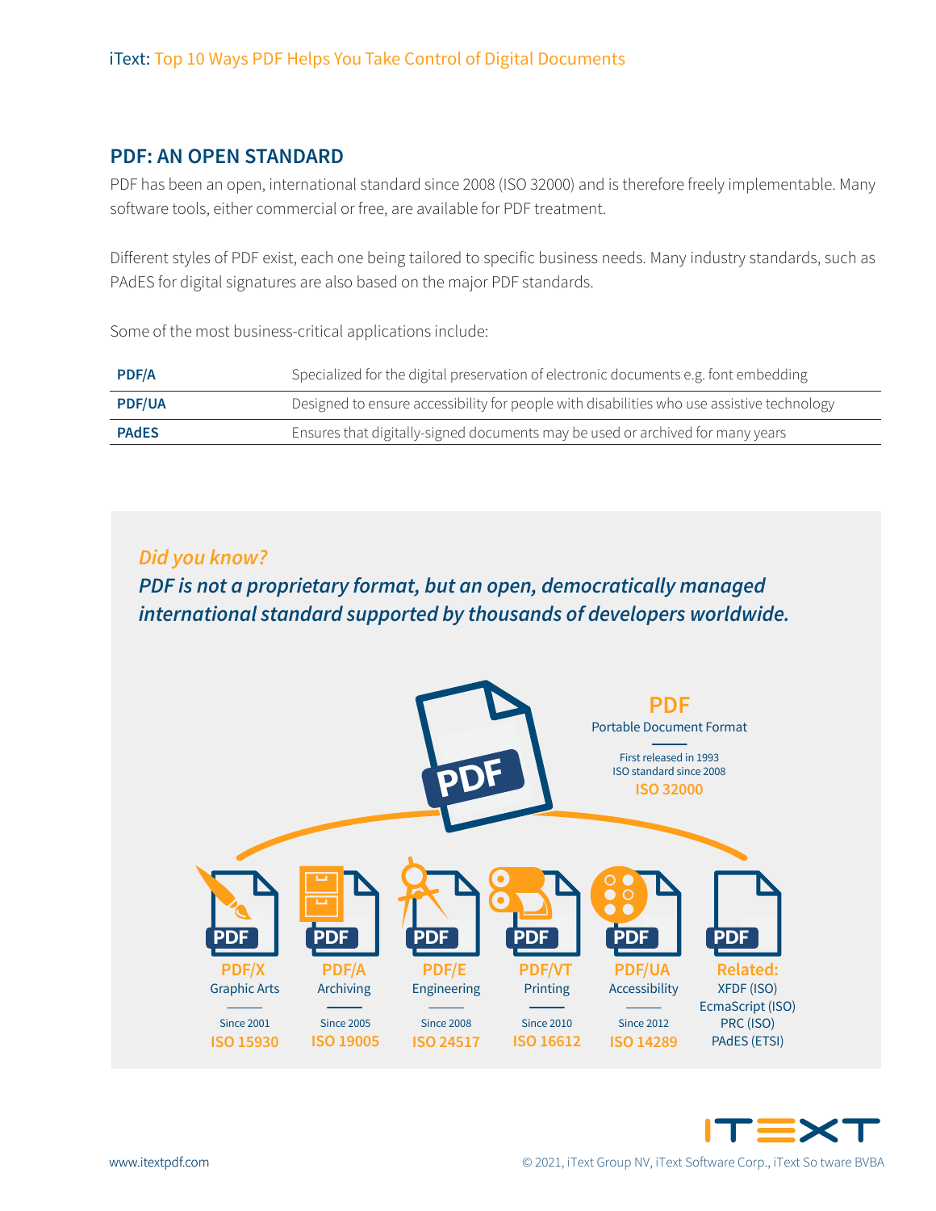## PDF: AN OPEN STANDARD

PDF has been an open, international standard since 2008 (ISO 32000) and is therefore freely implementable. Many software tools, either commercial or free, are available for PDF treatment.

Different styles of PDF exist, each one being tailored to specific business needs. Many industry standards, such as PAdES for digital signatures are also based on the major PDF standards.

Some of the most business-critical applications include:

| | |
|---|---|
| **PDF/A** | Specialized for the digital preservation of electronic documents e.g. font embedding |
| **PDF/UA** | Designed to ensure accessibility for people with disabilities who use assistive technology |
| **PAdES** | Ensures that digitally-signed documents may be used or archived for many years |

***Did you know?***

***PDF is not a proprietary format, but an open, democratically managed international standard supported by thousands of developers worldwide.***

**PDF**
Portable Document Format
First released in 1993
ISO standard since 2008
**ISO 32000**

| **PDF/X** | **PDF/A** | **PDF/E** | **PDF/VT** | **PDF/UA** | **Related:** |
|---|---|---|---|---|---|
| Graphic Arts | Archiving | Engineering | Printing | Accessibility | XFDF (ISO) |
| Since 2001 | Since 2005 | Since 2008 | Since 2010 | Since 2012 | EcmaScript (ISO) |
| **ISO 15930** | **ISO 19005** | **ISO 24517** | **ISO 16612** | **ISO 14289** | PRC (ISO) |
| | | | | | PAdES (ETSI) |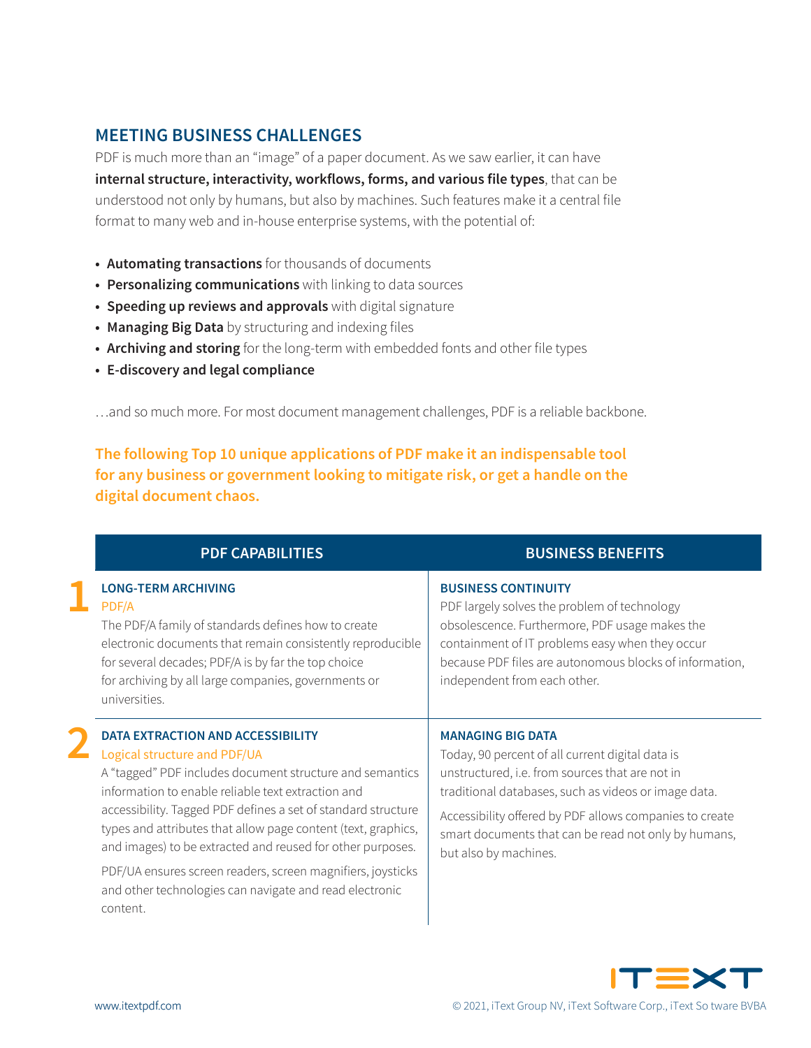## MEETING BUSINESS CHALLENGES

PDF is much more than an "image" of a paper document. As we saw earlier, it can have **internal structure, interactivity, workflows, forms, and various file types**, that can be understood not only by humans, but also by machines. Such features make it a central file format to many web and in-house enterprise systems, with the potential of:

- **Automating transactions** for thousands of documents
- **Personalizing communications** with linking to data sources
- **Speeding up reviews and approvals** with digital signature
- **Managing Big Data** by structuring and indexing files
- **Archiving and storing** for the long-term with embedded fonts and other file types
- **E-discovery and legal compliance**

…and so much more. For most document management challenges, PDF is a reliable backbone.

**The following Top 10 unique applications of PDF make it an indispensable tool for any business or government looking to mitigate risk, or get a handle on the digital document chaos.**

| | PDF CAPABILITIES | BUSINESS BENEFITS |
|---|---|---|
| 1 | **LONG-TERM ARCHIVING**<br>PDF/A<br>The PDF/A family of standards defines how to create electronic documents that remain consistently reproducible for several decades; PDF/A is by far the top choice for archiving by all large companies, governments or universities. | **BUSINESS CONTINUITY**<br>PDF largely solves the problem of technology obsolescence. Furthermore, PDF usage makes the containment of IT problems easy when they occur because PDF files are autonomous blocks of information, independent from each other. |
| 2 | **DATA EXTRACTION AND ACCESSIBILITY**<br>Logical structure and PDF/UA<br>A "tagged" PDF includes document structure and semantics information to enable reliable text extraction and accessibility. Tagged PDF defines a set of standard structure types and attributes that allow page content (text, graphics, and images) to be extracted and reused for other purposes.<br>PDF/UA ensures screen readers, screen magnifiers, joysticks and other technologies can navigate and read electronic content. | **MANAGING BIG DATA**<br>Today, 90 percent of all current digital data is unstructured, i.e. from sources that are not in traditional databases, such as videos or image data.<br>Accessibility offered by PDF allows companies to create smart documents that can be read not only by humans, but also by machines. |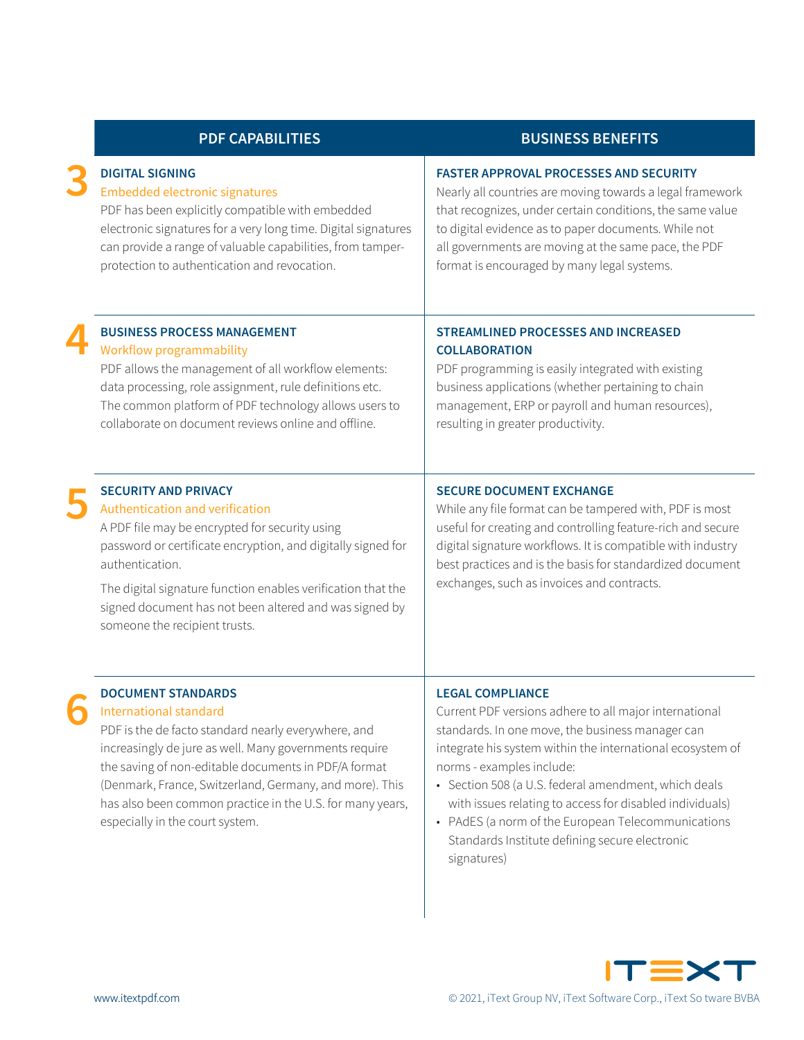| PDF CAPABILITIES | BUSINESS BENEFITS |
| --- | --- |
| **3** **DIGITAL SIGNING**<br>Embedded electronic signatures<br>PDF has been explicitly compatible with embedded electronic signatures for a very long time. Digital signatures can provide a range of valuable capabilities, from tamper-protection to authentication and revocation. | **FASTER APPROVAL PROCESSES AND SECURITY**<br>Nearly all countries are moving towards a legal framework that recognizes, under certain conditions, the same value to digital evidence as to paper documents. While not all governments are moving at the same pace, the PDF format is encouraged by many legal systems. |
| **4** **BUSINESS PROCESS MANAGEMENT**<br>Workflow programmability<br>PDF allows the management of all workflow elements: data processing, role assignment, rule definitions etc. The common platform of PDF technology allows users to collaborate on document reviews online and offline. | **STREAMLINED PROCESSES AND INCREASED COLLABORATION**<br>PDF programming is easily integrated with existing business applications (whether pertaining to chain management, ERP or payroll and human resources), resulting in greater productivity. |
| **5** **SECURITY AND PRIVACY**<br>Authentication and verification<br>A PDF file may be encrypted for security using password or certificate encryption, and digitally signed for authentication.<br><br>The digital signature function enables verification that the signed document has not been altered and was signed by someone the recipient trusts. | **SECURE DOCUMENT EXCHANGE**<br>While any file format can be tampered with, PDF is most useful for creating and controlling feature-rich and secure digital signature workflows. It is compatible with industry best practices and is the basis for standardized document exchanges, such as invoices and contracts. |
| **6** **DOCUMENT STANDARDS**<br>International standard<br>PDF is the de facto standard nearly everywhere, and increasingly de jure as well. Many governments require the saving of non-editable documents in PDF/A format (Denmark, France, Switzerland, Germany, and more). This has also been common practice in the U.S. for many years, especially in the court system. | **LEGAL COMPLIANCE**<br>Current PDF versions adhere to all major international standards. In one move, the business manager can integrate his system within the international ecosystem of norms - examples include:<br>• Section 508 (a U.S. federal amendment, which deals with issues relating to access for disabled individuals)<br>• PAdES (a norm of the European Telecommunications Standards Institute defining secure electronic signatures) |

www.itextpdf.com

© 2021, iText Group NV, iText Software Corp., iText So tware BVBA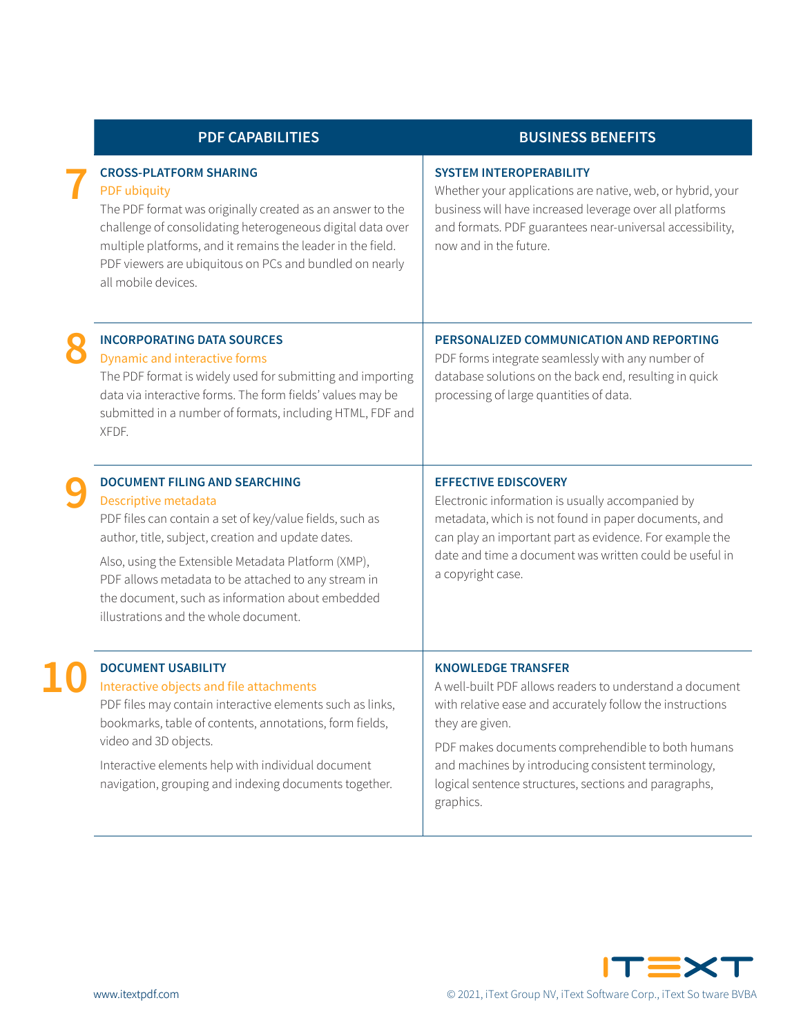| | PDF CAPABILITIES | BUSINESS BENEFITS |
|---|---|---|
| 7 | **CROSS-PLATFORM SHARING**<br>PDF ubiquity<br>The PDF format was originally created as an answer to the challenge of consolidating heterogeneous digital data over multiple platforms, and it remains the leader in the field. PDF viewers are ubiquitous on PCs and bundled on nearly all mobile devices. | **SYSTEM INTEROPERABILITY**<br>Whether your applications are native, web, or hybrid, your business will have increased leverage over all platforms and formats. PDF guarantees near-universal accessibility, now and in the future. |
| 8 | **INCORPORATING DATA SOURCES**<br>Dynamic and interactive forms<br>The PDF format is widely used for submitting and importing data via interactive forms. The form fields' values may be submitted in a number of formats, including HTML, FDF and XFDF. | **PERSONALIZED COMMUNICATION AND REPORTING**<br>PDF forms integrate seamlessly with any number of database solutions on the back end, resulting in quick processing of large quantities of data. |
| 9 | **DOCUMENT FILING AND SEARCHING**<br>Descriptive metadata<br>PDF files can contain a set of key/value fields, such as author, title, subject, creation and update dates.<br>Also, using the Extensible Metadata Platform (XMP), PDF allows metadata to be attached to any stream in the document, such as information about embedded illustrations and the whole document. | **EFFECTIVE EDISCOVERY**<br>Electronic information is usually accompanied by metadata, which is not found in paper documents, and can play an important part as evidence. For example the date and time a document was written could be useful in a copyright case. |
| 10 | **DOCUMENT USABILITY**<br>Interactive objects and file attachments<br>PDF files may contain interactive elements such as links, bookmarks, table of contents, annotations, form fields, video and 3D objects.<br>Interactive elements help with individual document navigation, grouping and indexing documents together. | **KNOWLEDGE TRANSFER**<br>A well-built PDF allows readers to understand a document with relative ease and accurately follow the instructions they are given.<br>PDF makes documents comprehendible to both humans and machines by introducing consistent terminology, logical sentence structures, sections and paragraphs, graphics. |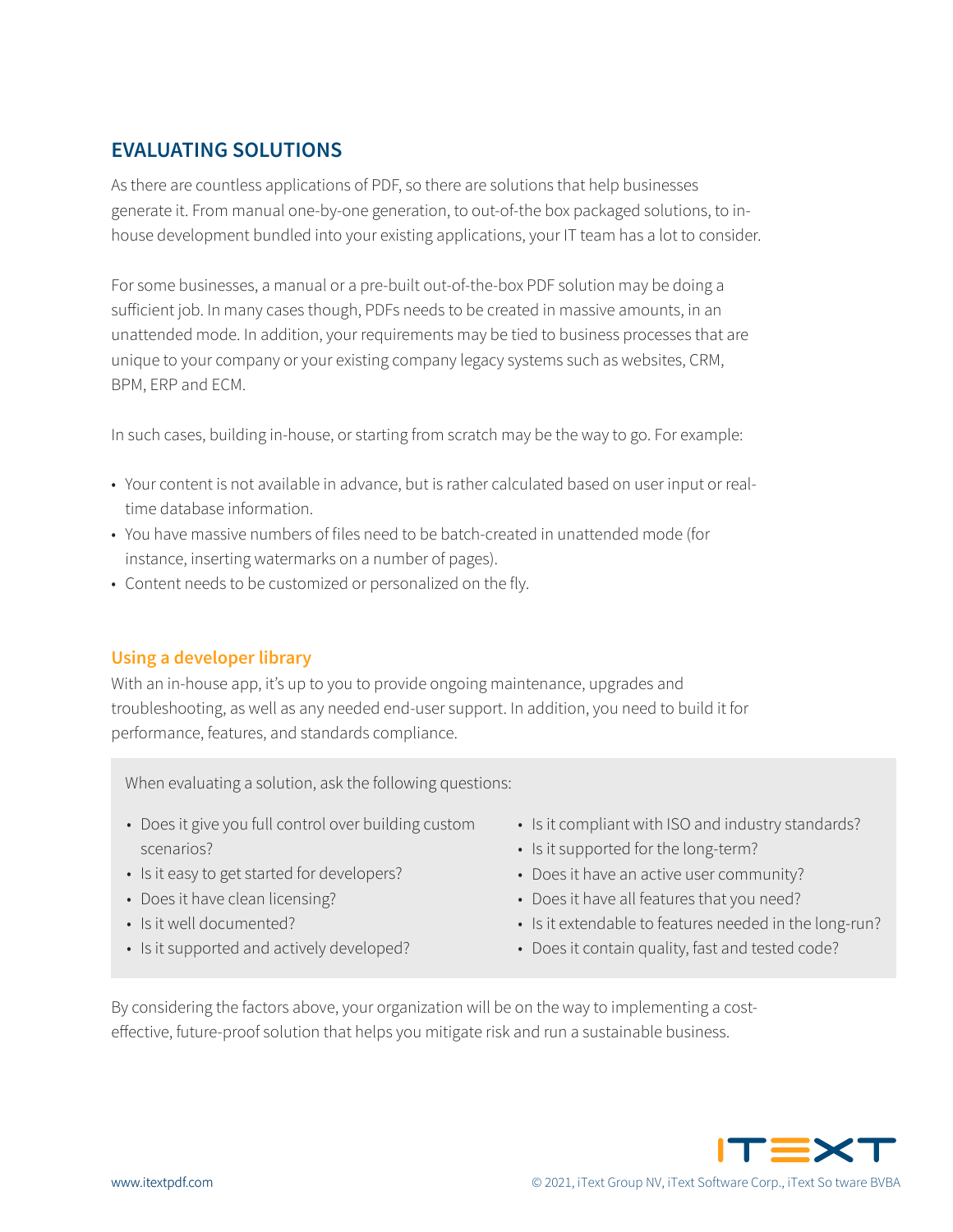## EVALUATING SOLUTIONS

As there are countless applications of PDF, so there are solutions that help businesses generate it. From manual one-by-one generation, to out-of-the box packaged solutions, to in-house development bundled into your existing applications, your IT team has a lot to consider.

For some businesses, a manual or a pre-built out-of-the-box PDF solution may be doing a sufficient job. In many cases though, PDFs needs to be created in massive amounts, in an unattended mode. In addition, your requirements may be tied to business processes that are unique to your company or your existing company legacy systems such as websites, CRM, BPM, ERP and ECM.

In such cases, building in-house, or starting from scratch may be the way to go. For example:

- Your content is not available in advance, but is rather calculated based on user input or real-time database information.
- You have massive numbers of files need to be batch-created in unattended mode (for instance, inserting watermarks on a number of pages).
- Content needs to be customized or personalized on the fly.

### Using a developer library

With an in-house app, it's up to you to provide ongoing maintenance, upgrades and troubleshooting, as well as any needed end-user support. In addition, you need to build it for performance, features, and standards compliance.

When evaluating a solution, ask the following questions:

- Does it give you full control over building custom scenarios?
- Is it easy to get started for developers?
- Does it have clean licensing?
- Is it well documented?
- Is it supported and actively developed?
- Is it compliant with ISO and industry standards?
- Is it supported for the long-term?
- Does it have an active user community?
- Does it have all features that you need?
- Is it extendable to features needed in the long-run?
- Does it contain quality, fast and tested code?

By considering the factors above, your organization will be on the way to implementing a cost-effective, future-proof solution that helps you mitigate risk and run a sustainable business.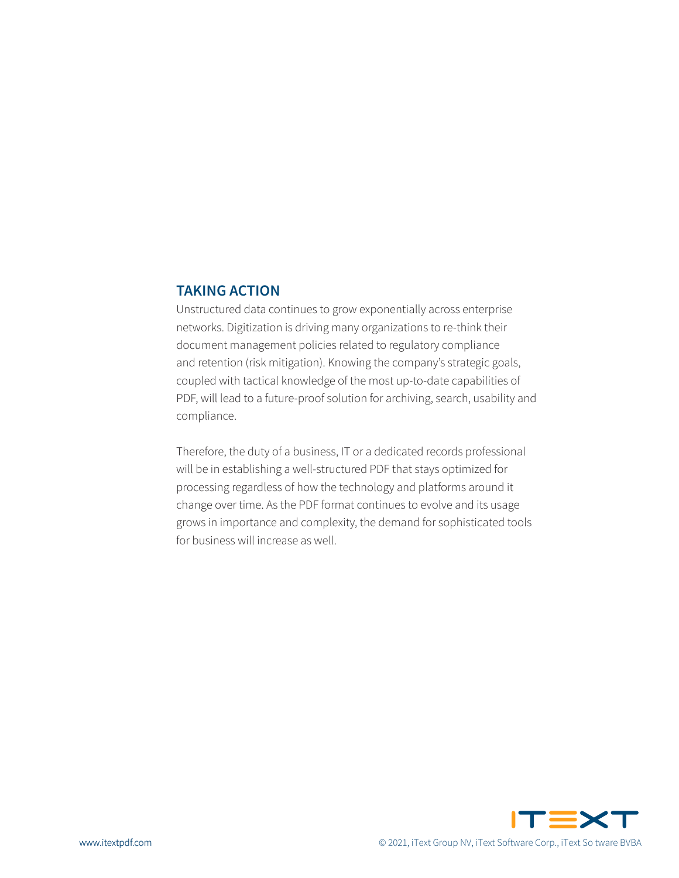## TAKING ACTION

Unstructured data continues to grow exponentially across enterprise networks. Digitization is driving many organizations to re-think their document management policies related to regulatory compliance and retention (risk mitigation). Knowing the company's strategic goals, coupled with tactical knowledge of the most up-to-date capabilities of PDF, will lead to a future-proof solution for archiving, search, usability and compliance.

Therefore, the duty of a business, IT or a dedicated records professional will be in establishing a well-structured PDF that stays optimized for processing regardless of how the technology and platforms around it change over time. As the PDF format continues to evolve and its usage grows in importance and complexity, the demand for sophisticated tools for business will increase as well.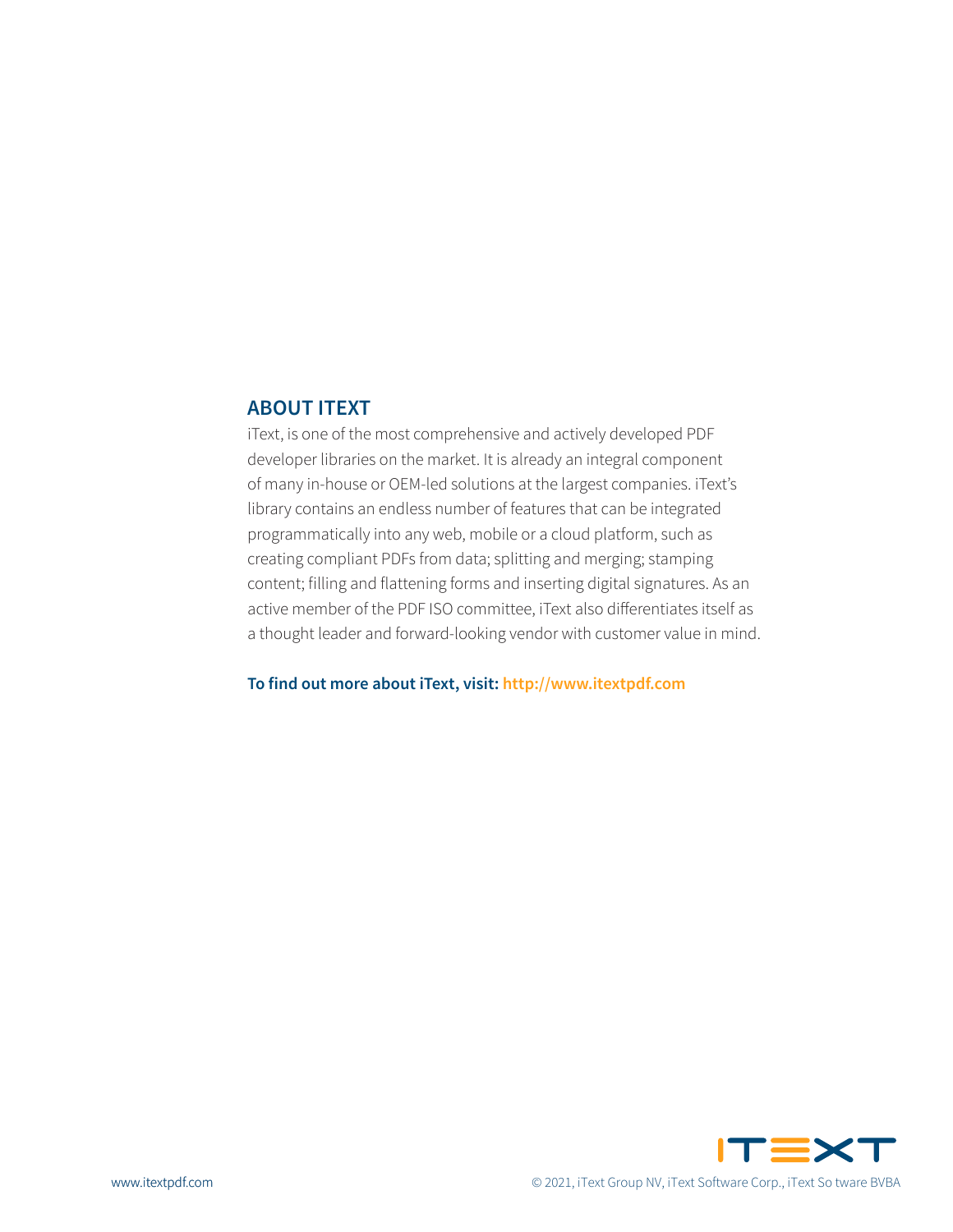## ABOUT ITEXT

iText, is one of the most comprehensive and actively developed PDF developer libraries on the market. It is already an integral component of many in-house or OEM-led solutions at the largest companies. iText's library contains an endless number of features that can be integrated programmatically into any web, mobile or a cloud platform, such as creating compliant PDFs from data; splitting and merging; stamping content; filling and flattening forms and inserting digital signatures. As an active member of the PDF ISO committee, iText also differentiates itself as a thought leader and forward-looking vendor with customer value in mind.

**To find out more about iText, visit: http://www.itextpdf.com**

www.itextpdf.com

© 2021, iText Group NV, iText Software Corp., iText So tware BVBA